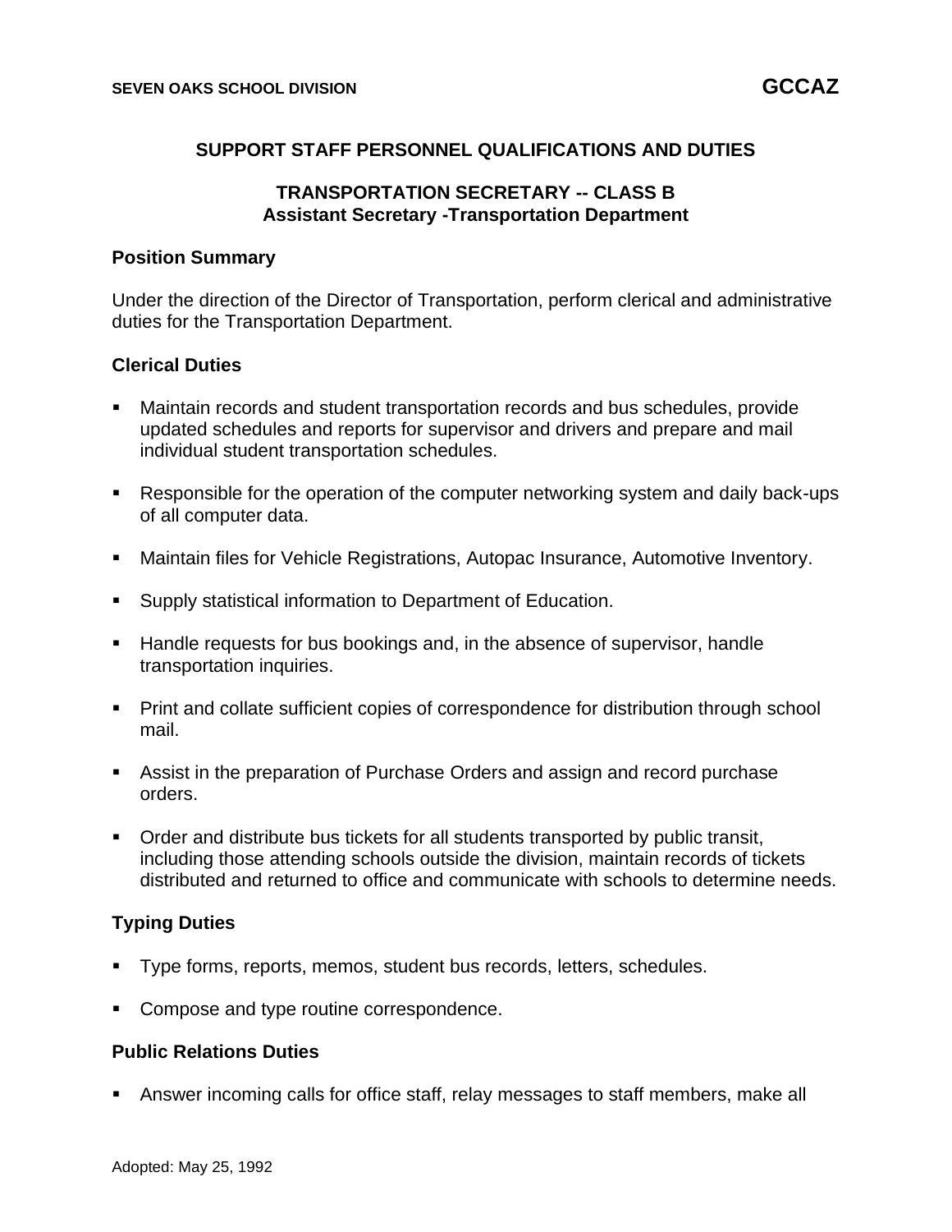SEVEN OAKS SCHOOL DIVISION **GCCAZ**

## SUPPORT STAFF PERSONNEL QUALIFICATIONS AND DUTIES

### TRANSPORTATION SECRETARY -- CLASS B
### Assistant Secretary -Transportation Department

**Position Summary**

Under the direction of the Director of Transportation, perform clerical and administrative duties for the Transportation Department.

**Clerical Duties**

- Maintain records and student transportation records and bus schedules, provide updated schedules and reports for supervisor and drivers and prepare and mail individual student transportation schedules.
- Responsible for the operation of the computer networking system and daily back-ups of all computer data.
- Maintain files for Vehicle Registrations, Autopac Insurance, Automotive Inventory.
- Supply statistical information to Department of Education.
- Handle requests for bus bookings and, in the absence of supervisor, handle transportation inquiries.
- Print and collate sufficient copies of correspondence for distribution through school mail.
- Assist in the preparation of Purchase Orders and assign and record purchase orders.
- Order and distribute bus tickets for all students transported by public transit, including those attending schools outside the division, maintain records of tickets distributed and returned to office and communicate with schools to determine needs.

**Typing Duties**

- Type forms, reports, memos, student bus records, letters, schedules.
- Compose and type routine correspondence.

**Public Relations Duties**

- Answer incoming calls for office staff, relay messages to staff members, make all

Adopted: May 25, 1992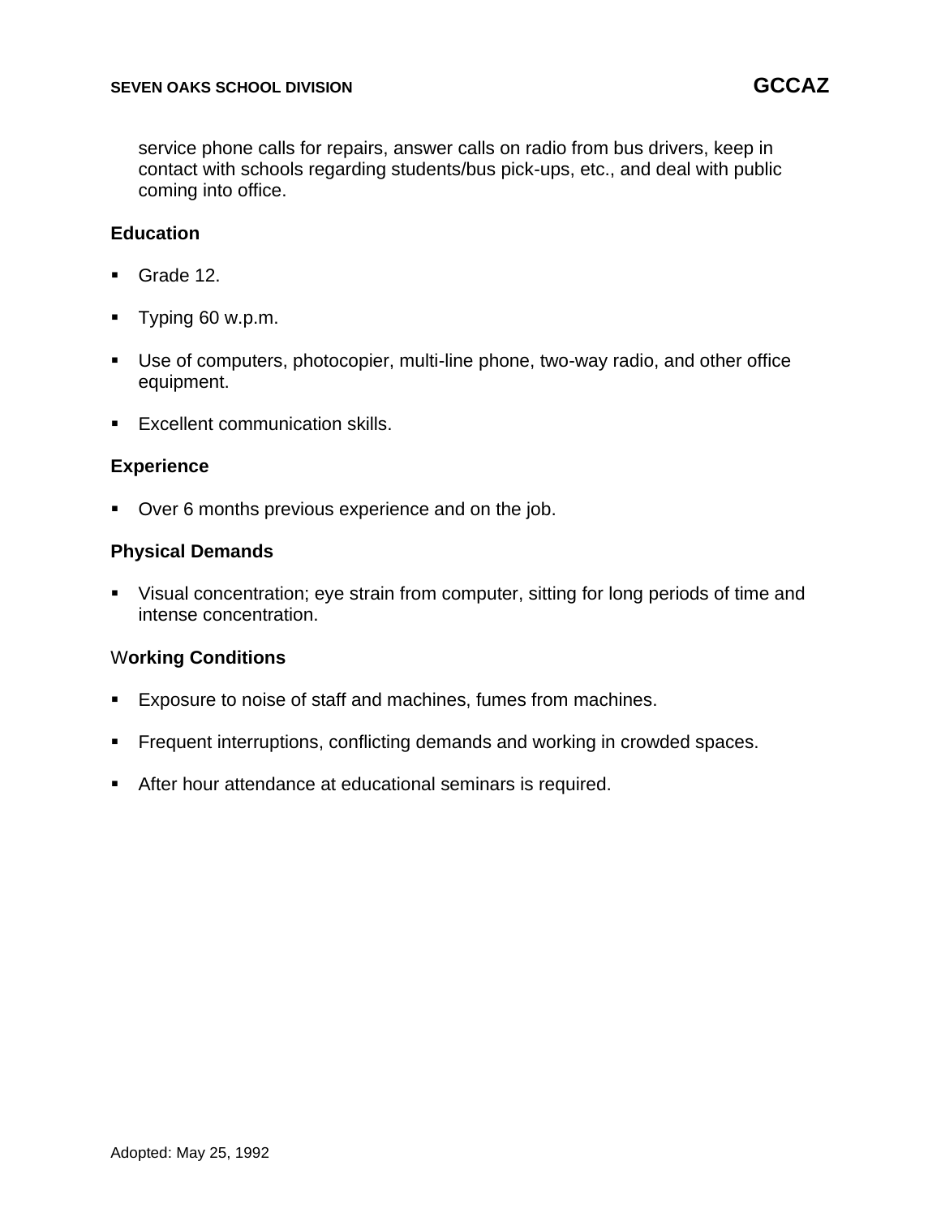service phone calls for repairs, answer calls on radio from bus drivers, keep in contact with schools regarding students/bus pick-ups, etc., and deal with public coming into office.

**Education**

- Grade 12.
- Typing 60 w.p.m.
- Use of computers, photocopier, multi-line phone, two-way radio, and other office equipment.
- Excellent communication skills.

**Experience**

- Over 6 months previous experience and on the job.

**Physical Demands**

- Visual concentration; eye strain from computer, sitting for long periods of time and intense concentration.

**Working Conditions**

- Exposure to noise of staff and machines, fumes from machines.
- Frequent interruptions, conflicting demands and working in crowded spaces.
- After hour attendance at educational seminars is required.

Adopted: May 25, 1992